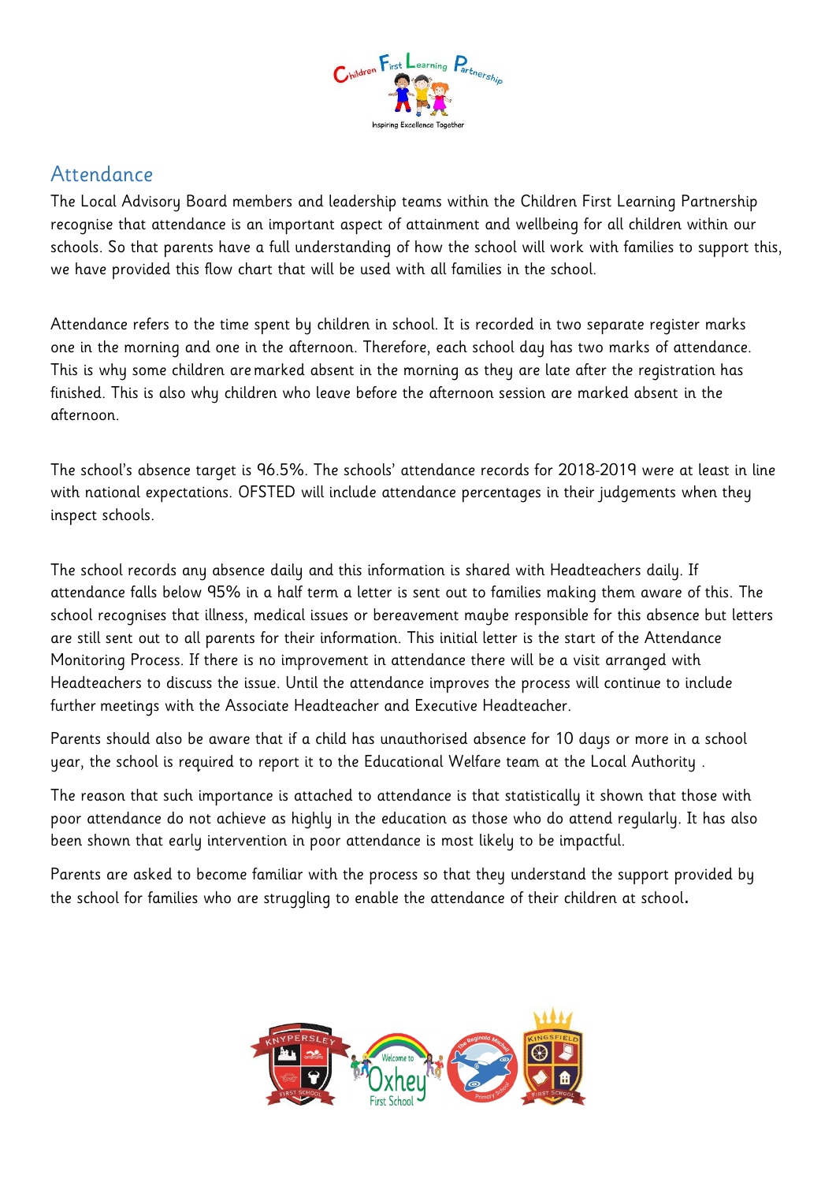## Attendance

The Local Advisory Board members and leadership teams within the Children First Learning Partnership recognise that attendance is an important aspect of attainment and wellbeing for all children within our schools. So that parents have a full understanding of how the school will work with families to support this, we have provided this flow chart that will be used with all families in the school.

Attendance refers to the time spent by children in school. It is recorded in two separate register marks one in the morning and one in the afternoon. Therefore, each school day has two marks of attendance. This is why some children are marked absent in the morning as they are late after the registration has finished. This is also why children who leave before the afternoon session are marked absent in the afternoon.

The school's absence target is 96.5%. The schools' attendance records for 2018-2019 were at least in line with national expectations. OFSTED will include attendance percentages in their judgements when they inspect schools.

The school records any absence daily and this information is shared with Headteachers daily. If attendance falls below 95% in a half term a letter is sent out to families making them aware of this. The school recognises that illness, medical issues or bereavement maybe responsible for this absence but letters are still sent out to all parents for their information. This initial letter is the start of the Attendance Monitoring Process. If there is no improvement in attendance there will be a visit arranged with Headteachers to discuss the issue. Until the attendance improves the process will continue to include further meetings with the Associate Headteacher and Executive Headteacher.

Parents should also be aware that if a child has unauthorised absence for 10 days or more in a school year, the school is required to report it to the Educational Welfare team at the Local Authority .

The reason that such importance is attached to attendance is that statistically it shown that those with poor attendance do not achieve as highly in the education as those who do attend regularly. It has also been shown that early intervention in poor attendance is most likely to be impactful.

Parents are asked to become familiar with the process so that they understand the support provided by the school for families who are struggling to enable the attendance of their children at school**.**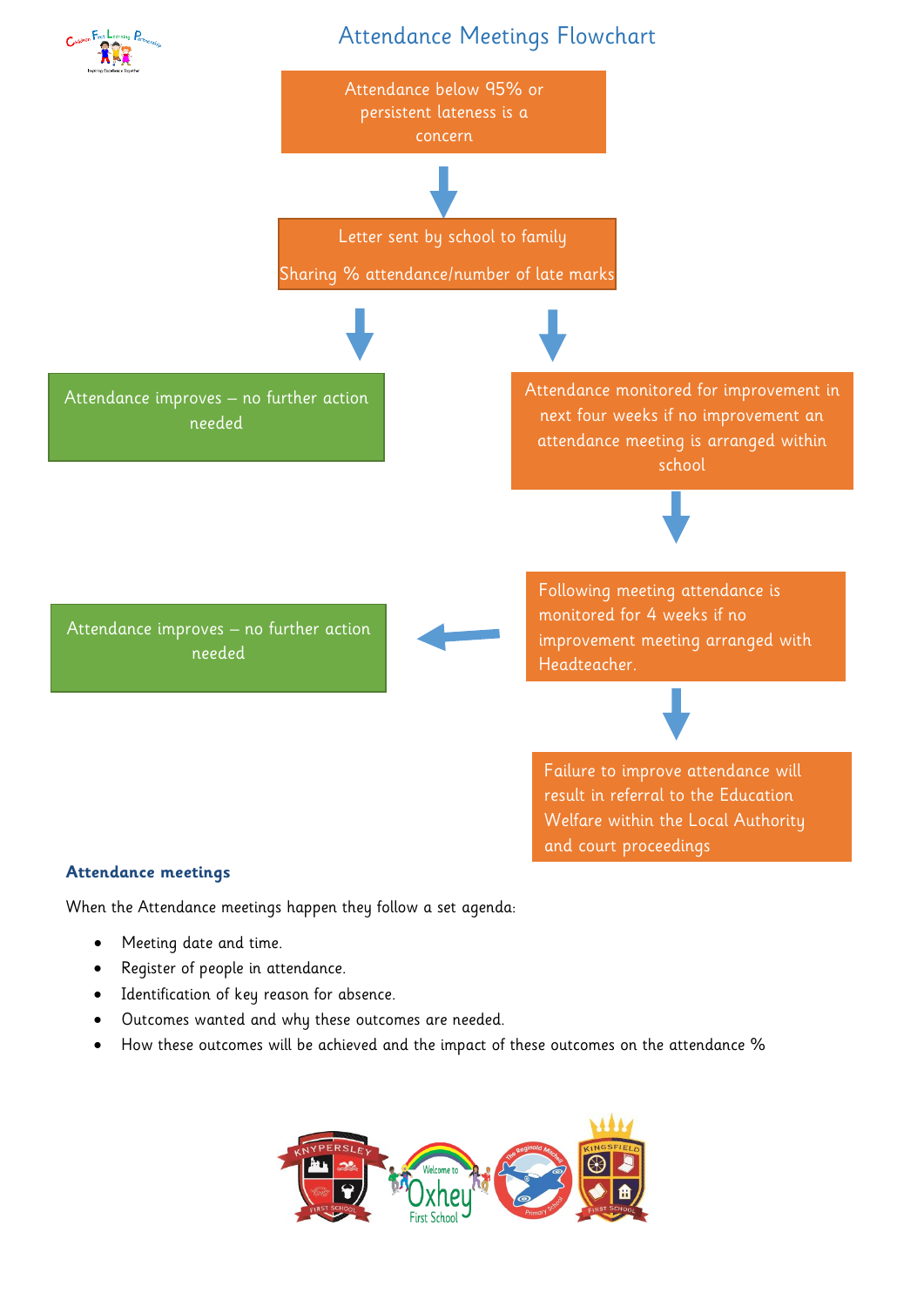# Attendance Meetings Flowchart

Attendance below 95% or persistent lateness is a concern

Letter sent by school to family

Sharing % attendance/number of late marks

Attendance improves – no further action needed

Attendance monitored for improvement in next four weeks if no improvement an attendance meeting is arranged within school

Following meeting attendance is monitored for 4 weeks if no improvement meeting arranged with Headteacher.

Attendance improves – no further action needed

Failure to improve attendance will result in referral to the Education Welfare within the Local Authority and court proceedings

### Attendance meetings

When the Attendance meetings happen they follow a set agenda:

- Meeting date and time.
- Register of people in attendance.
- Identification of key reason for absence.
- Outcomes wanted and why these outcomes are needed.
- How these outcomes will be achieved and the impact of these outcomes on the attendance %